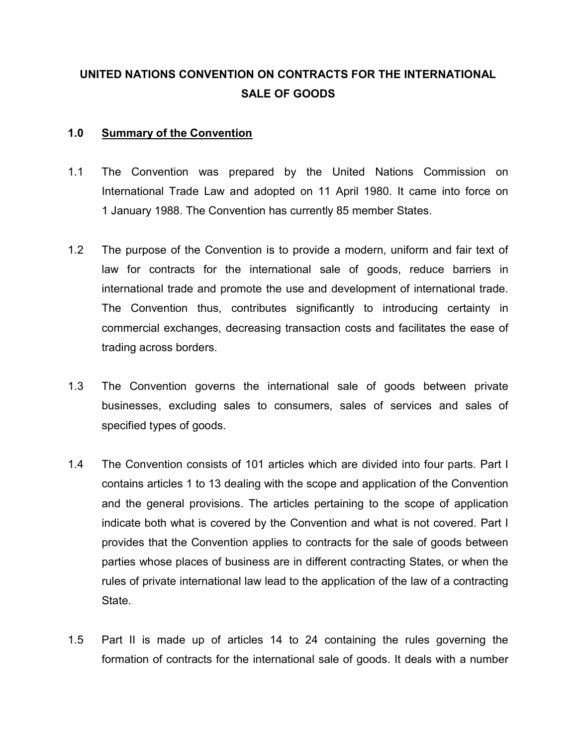# UNITED NATIONS CONVENTION ON CONTRACTS FOR THE INTERNATIONAL SALE OF GOODS

## 1.0 Summary of the Convention

1.1 The Convention was prepared by the United Nations Commission on International Trade Law and adopted on 11 April 1980. It came into force on 1 January 1988. The Convention has currently 85 member States.

1.2 The purpose of the Convention is to provide a modern, uniform and fair text of law for contracts for the international sale of goods, reduce barriers in international trade and promote the use and development of international trade. The Convention thus, contributes significantly to introducing certainty in commercial exchanges, decreasing transaction costs and facilitates the ease of trading across borders.

1.3 The Convention governs the international sale of goods between private businesses, excluding sales to consumers, sales of services and sales of specified types of goods.

1.4 The Convention consists of 101 articles which are divided into four parts. Part I contains articles 1 to 13 dealing with the scope and application of the Convention and the general provisions. The articles pertaining to the scope of application indicate both what is covered by the Convention and what is not covered. Part I provides that the Convention applies to contracts for the sale of goods between parties whose places of business are in different contracting States, or when the rules of private international law lead to the application of the law of a contracting State.

1.5 Part II is made up of articles 14 to 24 containing the rules governing the formation of contracts for the international sale of goods. It deals with a number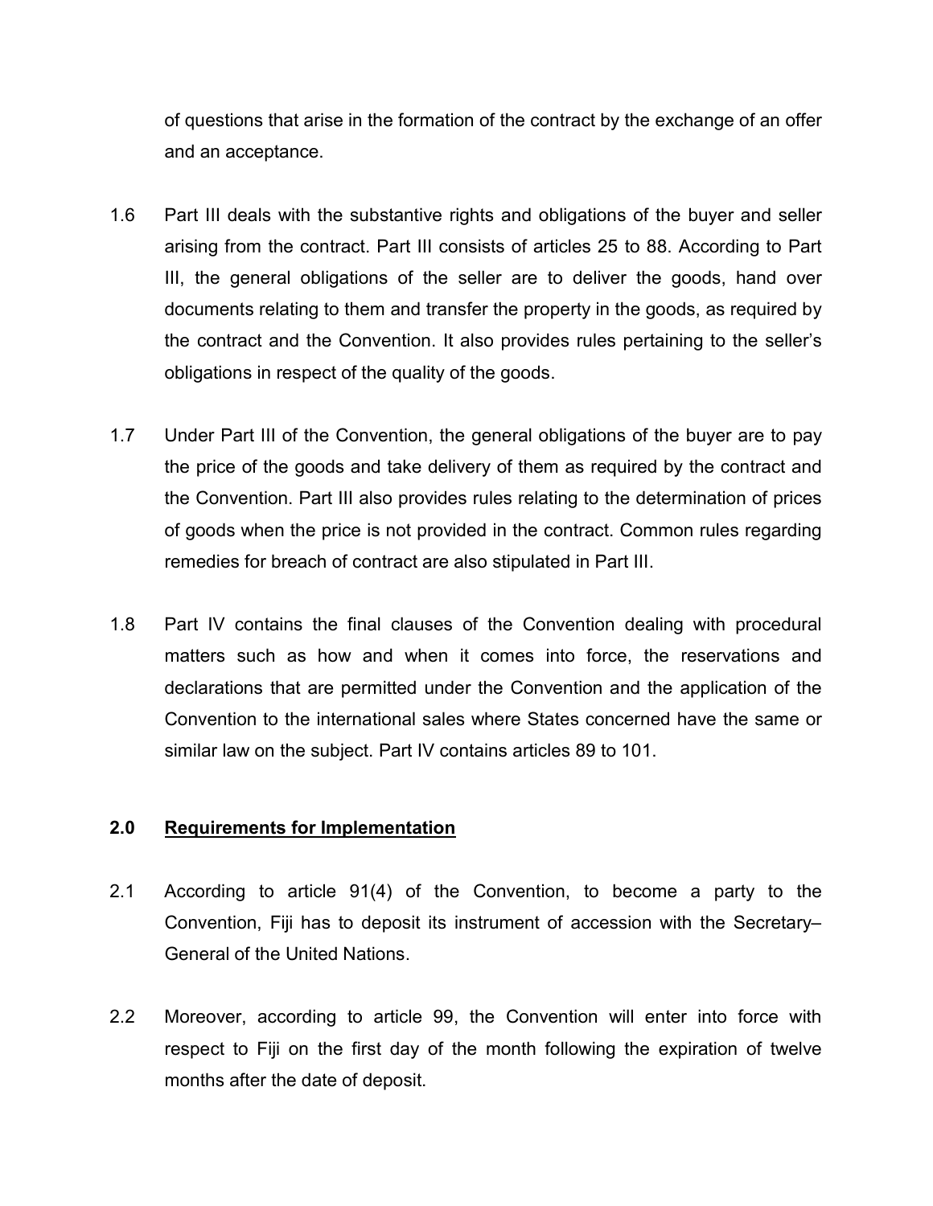of questions that arise in the formation of the contract by the exchange of an offer and an acceptance.

1.6 Part III deals with the substantive rights and obligations of the buyer and seller arising from the contract. Part III consists of articles 25 to 88. According to Part III, the general obligations of the seller are to deliver the goods, hand over documents relating to them and transfer the property in the goods, as required by the contract and the Convention. It also provides rules pertaining to the seller's obligations in respect of the quality of the goods.

1.7 Under Part III of the Convention, the general obligations of the buyer are to pay the price of the goods and take delivery of them as required by the contract and the Convention. Part III also provides rules relating to the determination of prices of goods when the price is not provided in the contract. Common rules regarding remedies for breach of contract are also stipulated in Part III.

1.8 Part IV contains the final clauses of the Convention dealing with procedural matters such as how and when it comes into force, the reservations and declarations that are permitted under the Convention and the application of the Convention to the international sales where States concerned have the same or similar law on the subject. Part IV contains articles 89 to 101.

## 2.0 Requirements for Implementation

2.1 According to article 91(4) of the Convention, to become a party to the Convention, Fiji has to deposit its instrument of accession with the Secretary–General of the United Nations.

2.2 Moreover, according to article 99, the Convention will enter into force with respect to Fiji on the first day of the month following the expiration of twelve months after the date of deposit.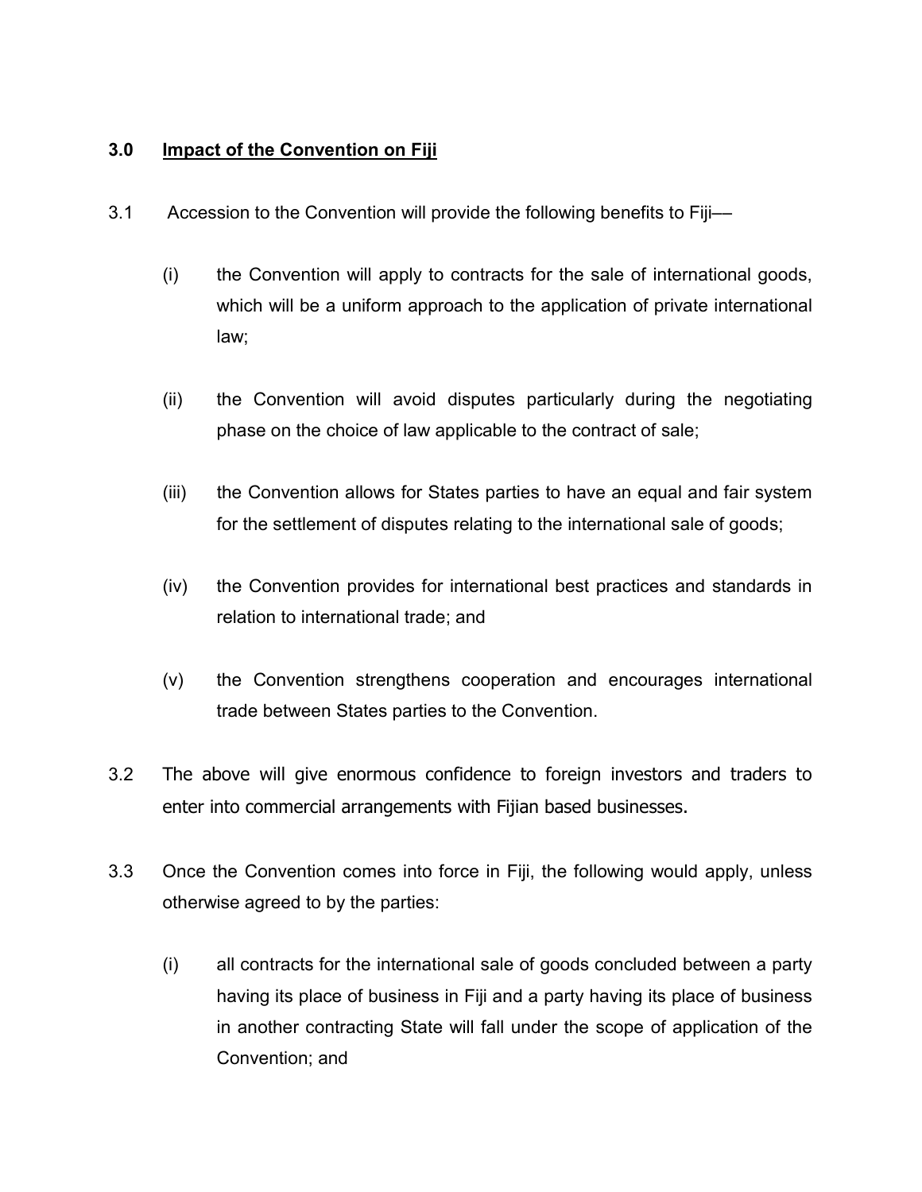## 3.0 Impact of the Convention on Fiji

3.1 Accession to the Convention will provide the following benefits to Fiji—

(i) the Convention will apply to contracts for the sale of international goods, which will be a uniform approach to the application of private international law;

(ii) the Convention will avoid disputes particularly during the negotiating phase on the choice of law applicable to the contract of sale;

(iii) the Convention allows for States parties to have an equal and fair system for the settlement of disputes relating to the international sale of goods;

(iv) the Convention provides for international best practices and standards in relation to international trade; and

(v) the Convention strengthens cooperation and encourages international trade between States parties to the Convention.

3.2 The above will give enormous confidence to foreign investors and traders to enter into commercial arrangements with Fijian based businesses.

3.3 Once the Convention comes into force in Fiji, the following would apply, unless otherwise agreed to by the parties:

(i) all contracts for the international sale of goods concluded between a party having its place of business in Fiji and a party having its place of business in another contracting State will fall under the scope of application of the Convention; and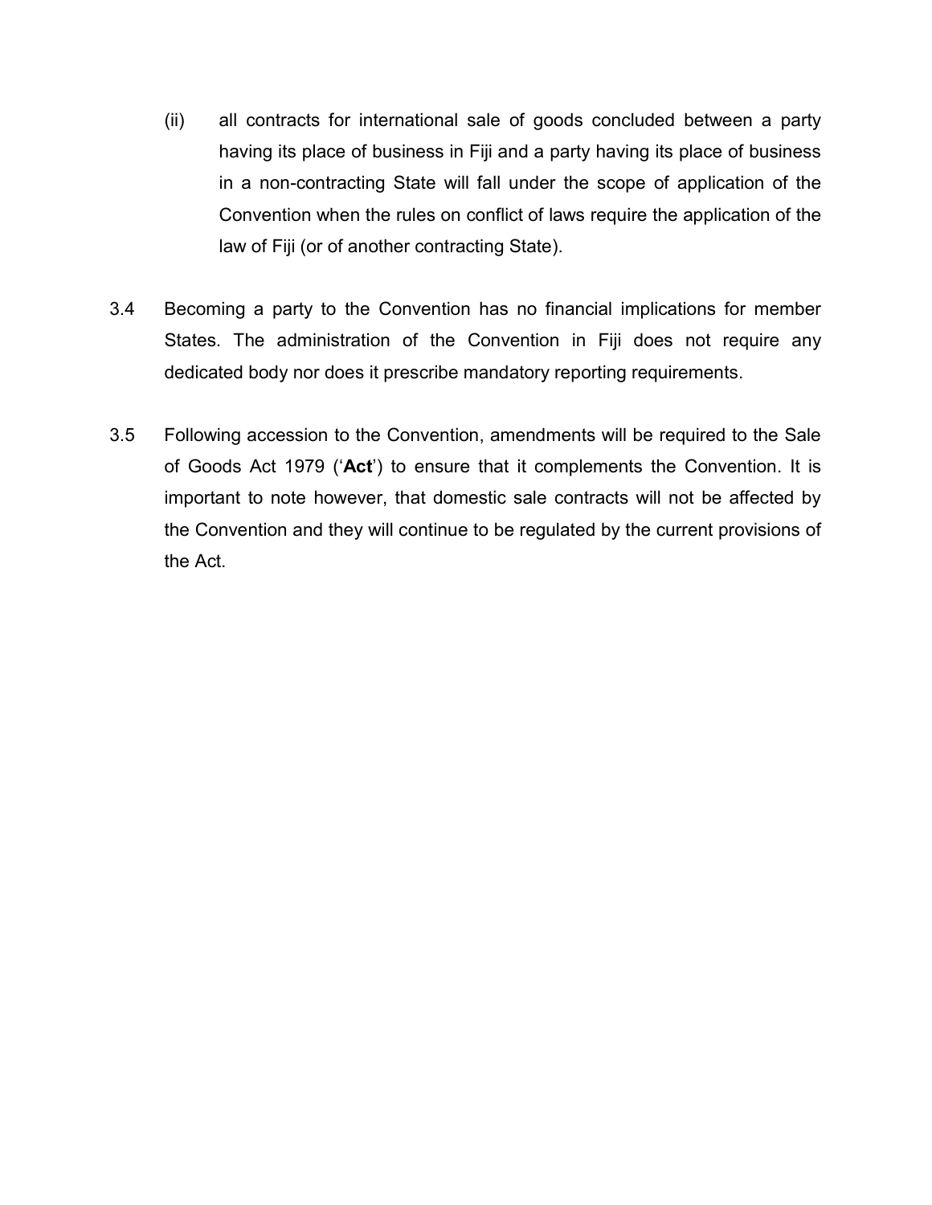(ii) all contracts for international sale of goods concluded between a party having its place of business in Fiji and a party having its place of business in a non-contracting State will fall under the scope of application of the Convention when the rules on conflict of laws require the application of the law of Fiji (or of another contracting State).

3.4 Becoming a party to the Convention has no financial implications for member States. The administration of the Convention in Fiji does not require any dedicated body nor does it prescribe mandatory reporting requirements.

3.5 Following accession to the Convention, amendments will be required to the Sale of Goods Act 1979 ('**Act**') to ensure that it complements the Convention. It is important to note however, that domestic sale contracts will not be affected by the Convention and they will continue to be regulated by the current provisions of the Act.